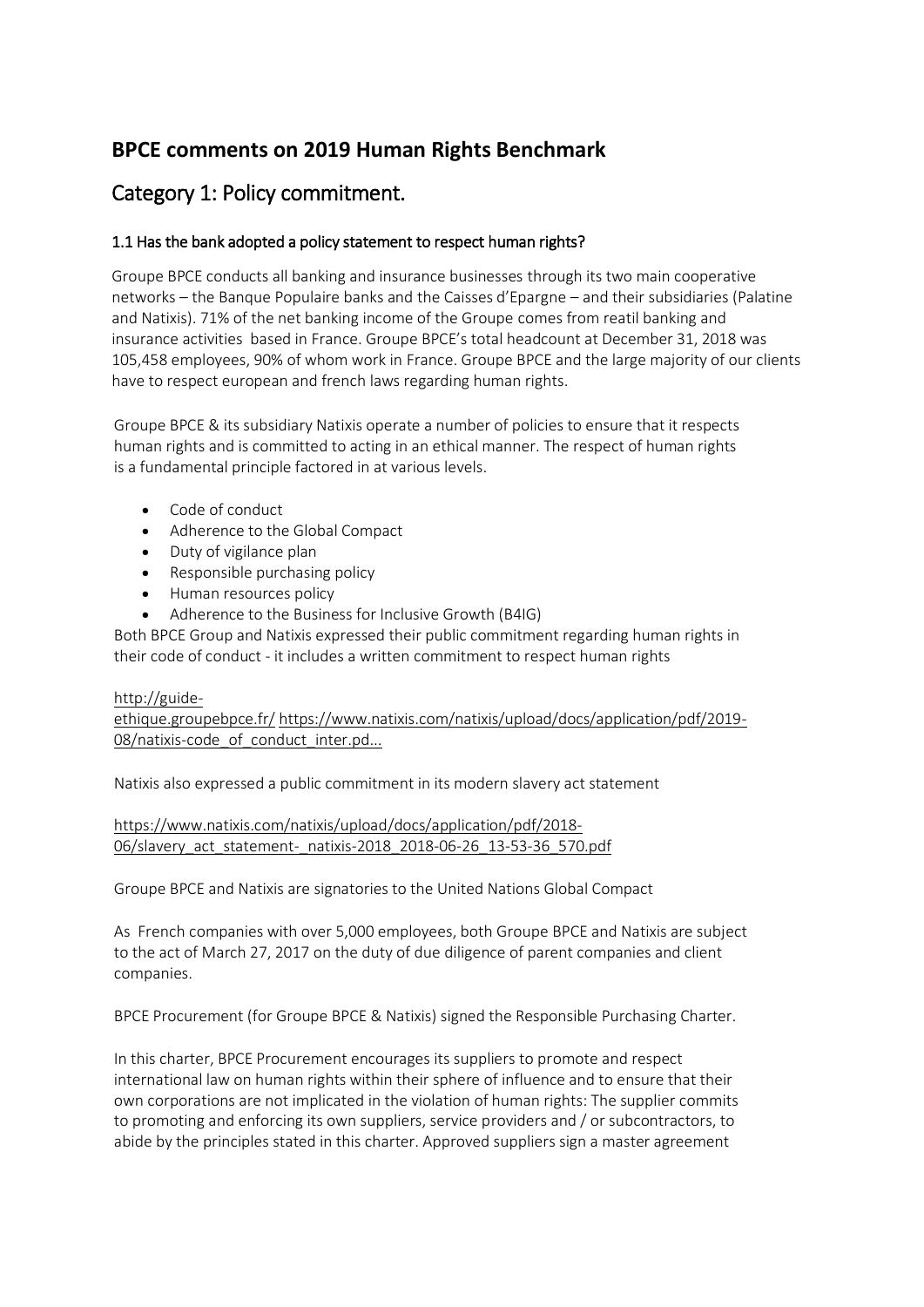# BPCE comments on 2019 Human Rights Benchmark

## Category 1: Policy commitment.

### 1.1 Has the bank adopted a policy statement to respect human rights?

Groupe BPCE conducts all banking and insurance businesses through its two main cooperative networks – the Banque Populaire banks and the Caisses d'Epargne – and their subsidiaries (Palatine and Natixis). 71% of the net banking income of the Groupe comes from reatil banking and insurance activities based in France. Groupe BPCE's total headcount at December 31, 2018 was 105,458 employees, 90% of whom work in France. Groupe BPCE and the large majority of our clients have to respect european and french laws regarding human rights.

Groupe BPCE & its subsidiary Natixis operate a number of policies to ensure that it respects human rights and is committed to acting in an ethical manner. The respect of human rights is a fundamental principle factored in at various levels.

- Code of conduct
- Adherence to the Global Compact
- Duty of vigilance plan
- Responsible purchasing policy
- Human resources policy
- Adherence to the Business for Inclusive Growth (B4IG)

Both BPCE Group and Natixis expressed their public commitment regarding human rights in their code of conduct - it includes a written commitment to respect human rights

http://guide-ethique.groupebpce.fr/ https://www.natixis.com/natixis/upload/docs/application/pdf/2019-08/natixis-code_of_conduct_inter.pd...

Natixis also expressed a public commitment in its modern slavery act statement

https://www.natixis.com/natixis/upload/docs/application/pdf/2018-06/slavery_act_statement-_natixis-2018_2018-06-26_13-53-36_570.pdf

Groupe BPCE and Natixis are signatories to the United Nations Global Compact

As French companies with over 5,000 employees, both Groupe BPCE and Natixis are subject to the act of March 27, 2017 on the duty of due diligence of parent companies and client companies.

BPCE Procurement (for Groupe BPCE & Natixis) signed the Responsible Purchasing Charter.

In this charter, BPCE Procurement encourages its suppliers to promote and respect international law on human rights within their sphere of influence and to ensure that their own corporations are not implicated in the violation of human rights: The supplier commits to promoting and enforcing its own suppliers, service providers and / or subcontractors, to abide by the principles stated in this charter. Approved suppliers sign a master agreement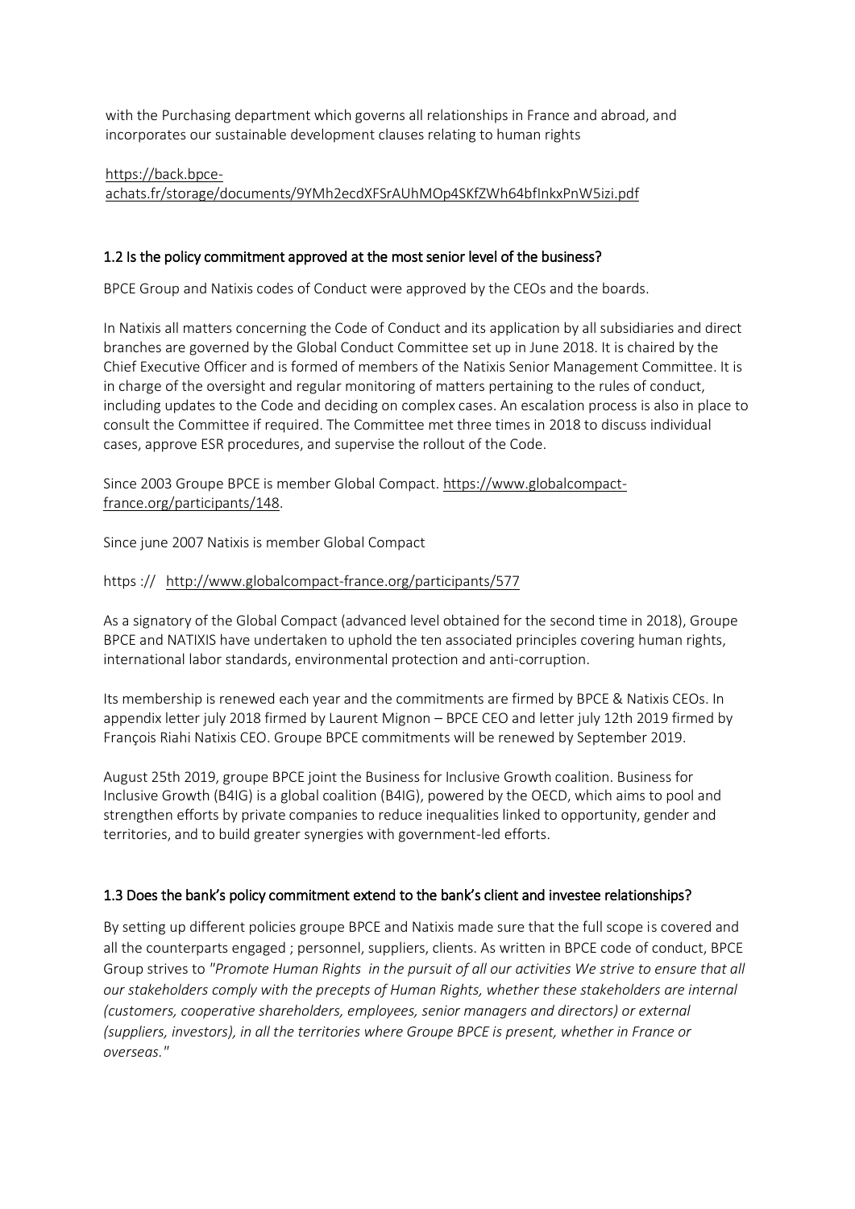with the Purchasing department which governs all relationships in France and abroad, and incorporates our sustainable development clauses relating to human rights

https://back.bpce-achats.fr/storage/documents/9YMh2ecdXFSrAUhMOp4SKfZWh64bfInkxPnW5izi.pdf

### 1.2 Is the policy commitment approved at the most senior level of the business?

BPCE Group and Natixis codes of Conduct were approved by the CEOs and the boards.

In Natixis all matters concerning the Code of Conduct and its application by all subsidiaries and direct branches are governed by the Global Conduct Committee set up in June 2018. It is chaired by the Chief Executive Officer and is formed of members of the Natixis Senior Management Committee. It is in charge of the oversight and regular monitoring of matters pertaining to the rules of conduct, including updates to the Code and deciding on complex cases. An escalation process is also in place to consult the Committee if required. The Committee met three times in 2018 to discuss individual cases, approve ESR procedures, and supervise the rollout of the Code.

Since 2003 Groupe BPCE is member Global Compact. https://www.globalcompact-france.org/participants/148.

Since june 2007 Natixis is member Global Compact

https :// http://www.globalcompact-france.org/participants/577

As a signatory of the Global Compact (advanced level obtained for the second time in 2018), Groupe BPCE and NATIXIS have undertaken to uphold the ten associated principles covering human rights, international labor standards, environmental protection and anti-corruption.

Its membership is renewed each year and the commitments are firmed by BPCE & Natixis CEOs. In appendix letter july 2018 firmed by Laurent Mignon – BPCE CEO and letter july 12th 2019 firmed by François Riahi Natixis CEO. Groupe BPCE commitments will be renewed by September 2019.

August 25th 2019, groupe BPCE joint the Business for Inclusive Growth coalition. Business for Inclusive Growth (B4IG) is a global coalition (B4IG), powered by the OECD, which aims to pool and strengthen efforts by private companies to reduce inequalities linked to opportunity, gender and territories, and to build greater synergies with government-led efforts.

### 1.3 Does the bank's policy commitment extend to the bank's client and investee relationships?

By setting up different policies groupe BPCE and Natixis made sure that the full scope is covered and all the counterparts engaged ; personnel, suppliers, clients. As written in BPCE code of conduct, BPCE Group strives to *"Promote Human Rights in the pursuit of all our activities We strive to ensure that all our stakeholders comply with the precepts of Human Rights, whether these stakeholders are internal (customers, cooperative shareholders, employees, senior managers and directors) or external (suppliers, investors), in all the territories where Groupe BPCE is present, whether in France or overseas."*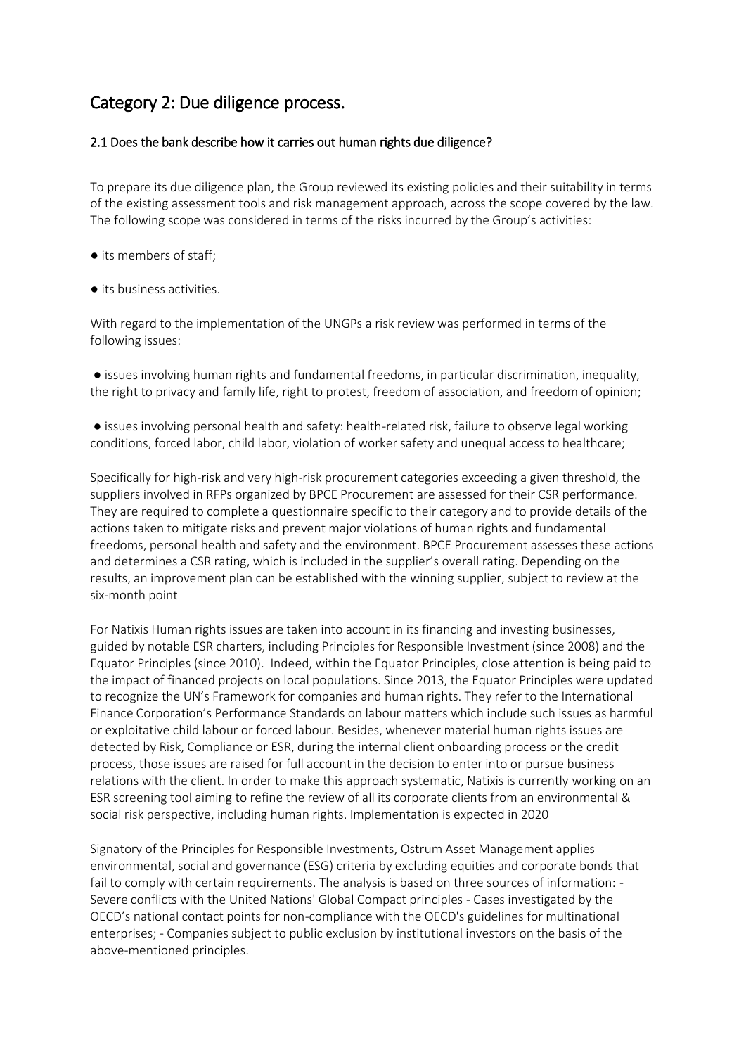## Category 2: Due diligence process.

### 2.1 Does the bank describe how it carries out human rights due diligence?

To prepare its due diligence plan, the Group reviewed its existing policies and their suitability in terms of the existing assessment tools and risk management approach, across the scope covered by the law. The following scope was considered in terms of the risks incurred by the Group's activities:

- its members of staff;
- its business activities.

With regard to the implementation of the UNGPs a risk review was performed in terms of the following issues:

- issues involving human rights and fundamental freedoms, in particular discrimination, inequality, the right to privacy and family life, right to protest, freedom of association, and freedom of opinion;
- issues involving personal health and safety: health-related risk, failure to observe legal working conditions, forced labor, child labor, violation of worker safety and unequal access to healthcare;

Specifically for high-risk and very high-risk procurement categories exceeding a given threshold, the suppliers involved in RFPs organized by BPCE Procurement are assessed for their CSR performance. They are required to complete a questionnaire specific to their category and to provide details of the actions taken to mitigate risks and prevent major violations of human rights and fundamental freedoms, personal health and safety and the environment. BPCE Procurement assesses these actions and determines a CSR rating, which is included in the supplier's overall rating. Depending on the results, an improvement plan can be established with the winning supplier, subject to review at the six-month point

For Natixis Human rights issues are taken into account in its financing and investing businesses, guided by notable ESR charters, including Principles for Responsible Investment (since 2008) and the Equator Principles (since 2010). Indeed, within the Equator Principles, close attention is being paid to the impact of financed projects on local populations. Since 2013, the Equator Principles were updated to recognize the UN's Framework for companies and human rights. They refer to the International Finance Corporation's Performance Standards on labour matters which include such issues as harmful or exploitative child labour or forced labour. Besides, whenever material human rights issues are detected by Risk, Compliance or ESR, during the internal client onboarding process or the credit process, those issues are raised for full account in the decision to enter into or pursue business relations with the client. In order to make this approach systematic, Natixis is currently working on an ESR screening tool aiming to refine the review of all its corporate clients from an environmental & social risk perspective, including human rights. Implementation is expected in 2020

Signatory of the Principles for Responsible Investments, Ostrum Asset Management applies environmental, social and governance (ESG) criteria by excluding equities and corporate bonds that fail to comply with certain requirements. The analysis is based on three sources of information: - Severe conflicts with the United Nations' Global Compact principles - Cases investigated by the OECD's national contact points for non-compliance with the OECD's guidelines for multinational enterprises; - Companies subject to public exclusion by institutional investors on the basis of the above-mentioned principles.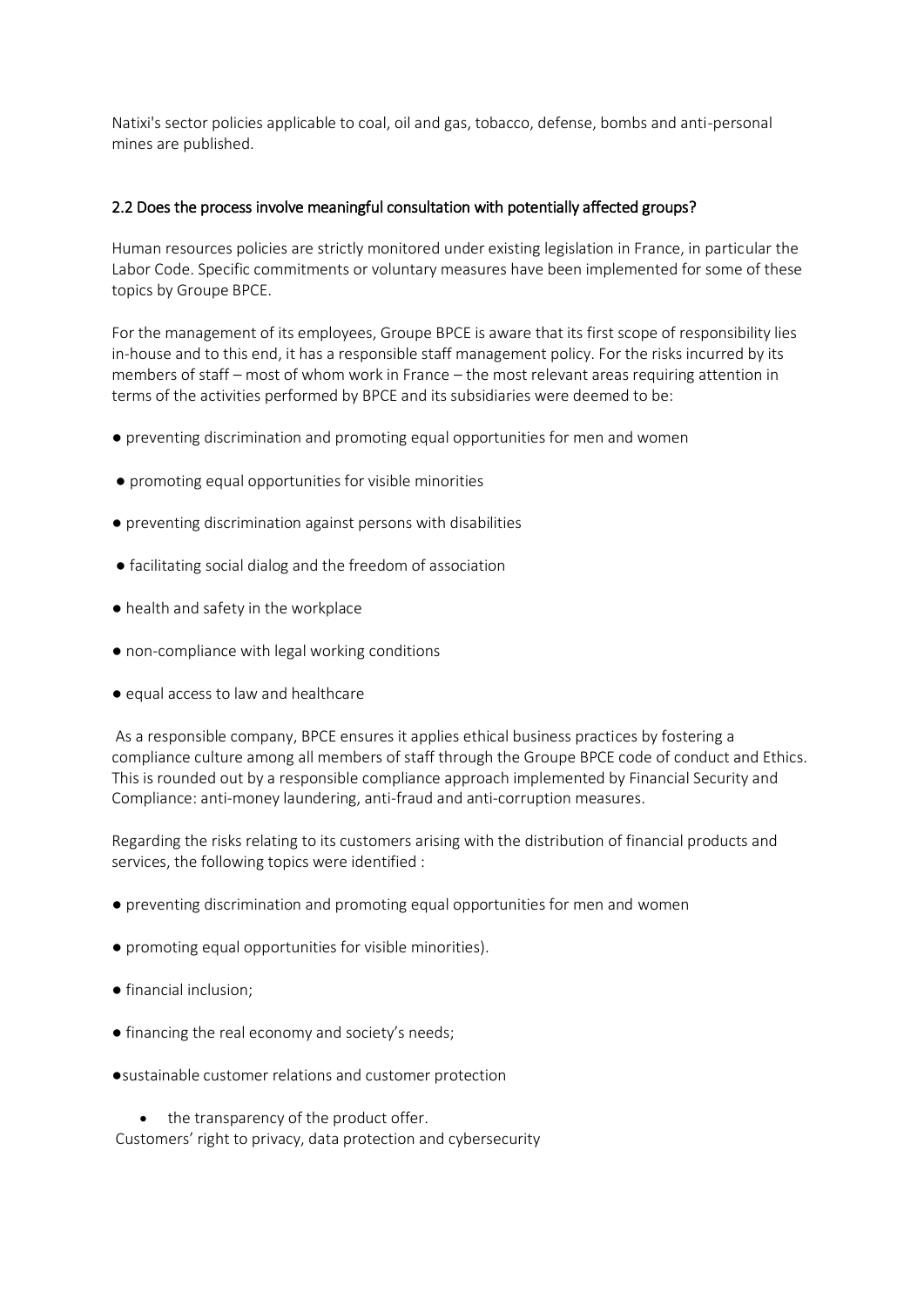Natixi's sector policies applicable to coal, oil and gas, tobacco, defense, bombs and anti-personal mines are published.

## 2.2 Does the process involve meaningful consultation with potentially affected groups?

Human resources policies are strictly monitored under existing legislation in France, in particular the Labor Code. Specific commitments or voluntary measures have been implemented for some of these topics by Groupe BPCE.

For the management of its employees, Groupe BPCE is aware that its first scope of responsibility lies in-house and to this end, it has a responsible staff management policy. For the risks incurred by its members of staff – most of whom work in France – the most relevant areas requiring attention in terms of the activities performed by BPCE and its subsidiaries were deemed to be:

- preventing discrimination and promoting equal opportunities for men and women
- promoting equal opportunities for visible minorities
- preventing discrimination against persons with disabilities
- facilitating social dialog and the freedom of association
- health and safety in the workplace
- non-compliance with legal working conditions
- equal access to law and healthcare

As a responsible company, BPCE ensures it applies ethical business practices by fostering a compliance culture among all members of staff through the Groupe BPCE code of conduct and Ethics. This is rounded out by a responsible compliance approach implemented by Financial Security and Compliance: anti-money laundering, anti-fraud and anti-corruption measures.

Regarding the risks relating to its customers arising with the distribution of financial products and services, the following topics were identified :

- preventing discrimination and promoting equal opportunities for men and women
- promoting equal opportunities for visible minorities).
- financial inclusion;
- financing the real economy and society's needs;
- sustainable customer relations and customer protection
  - the transparency of the product offer.

Customers' right to privacy, data protection and cybersecurity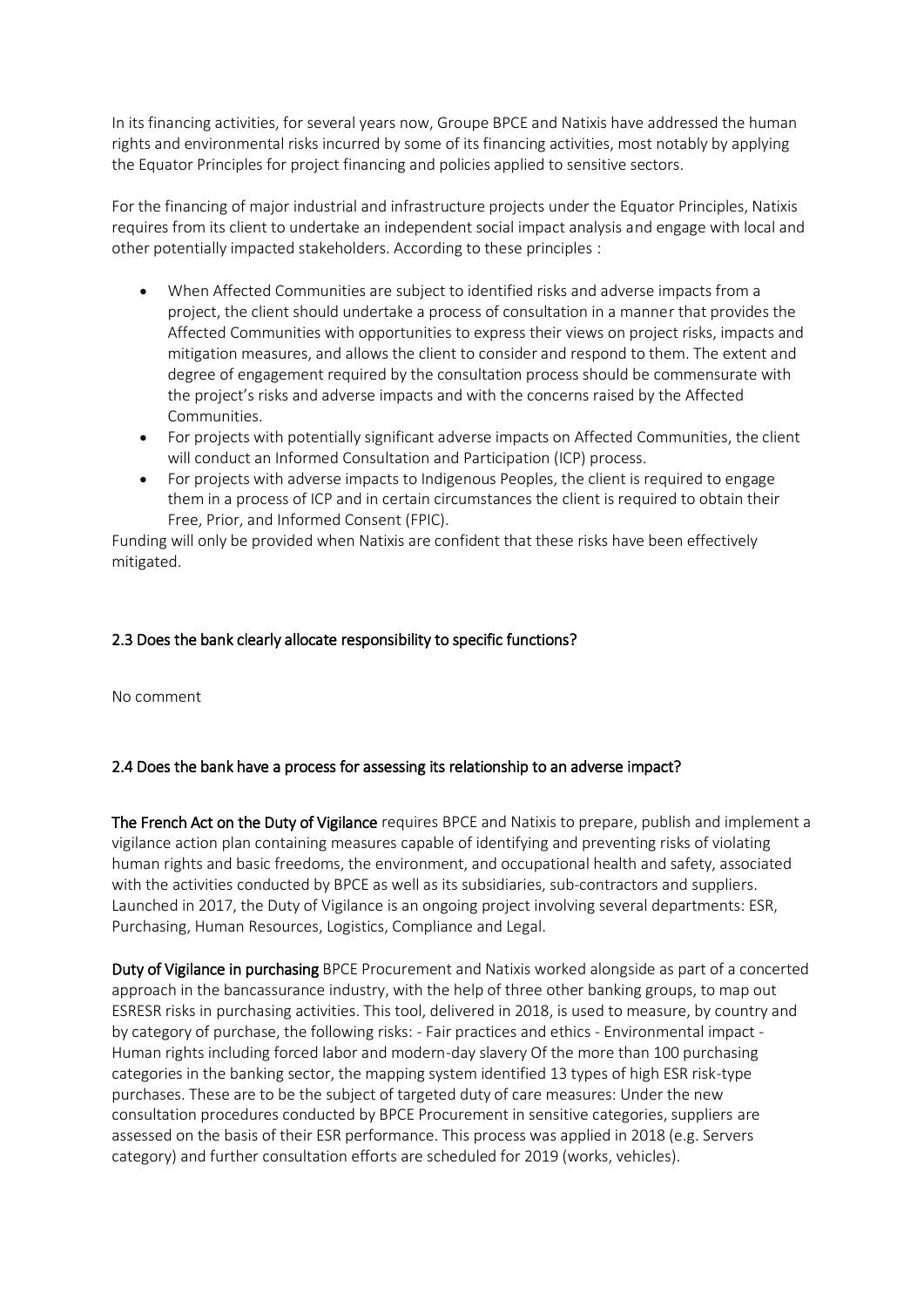In its financing activities, for several years now, Groupe BPCE and Natixis have addressed the human rights and environmental risks incurred by some of its financing activities, most notably by applying the Equator Principles for project financing and policies applied to sensitive sectors.

For the financing of major industrial and infrastructure projects under the Equator Principles, Natixis requires from its client to undertake an independent social impact analysis and engage with local and other potentially impacted stakeholders. According to these principles :

- When Affected Communities are subject to identified risks and adverse impacts from a project, the client should undertake a process of consultation in a manner that provides the Affected Communities with opportunities to express their views on project risks, impacts and mitigation measures, and allows the client to consider and respond to them. The extent and degree of engagement required by the consultation process should be commensurate with the project's risks and adverse impacts and with the concerns raised by the Affected Communities.
- For projects with potentially significant adverse impacts on Affected Communities, the client will conduct an Informed Consultation and Participation (ICP) process.
- For projects with adverse impacts to Indigenous Peoples, the client is required to engage them in a process of ICP and in certain circumstances the client is required to obtain their Free, Prior, and Informed Consent (FPIC).

Funding will only be provided when Natixis are confident that these risks have been effectively mitigated.

### 2.3 Does the bank clearly allocate responsibility to specific functions?

No comment

### 2.4 Does the bank have a process for assessing its relationship to an adverse impact?

**The French Act on the Duty of Vigilance** requires BPCE and Natixis to prepare, publish and implement a vigilance action plan containing measures capable of identifying and preventing risks of violating human rights and basic freedoms, the environment, and occupational health and safety, associated with the activities conducted by BPCE as well as its subsidiaries, sub-contractors and suppliers. Launched in 2017, the Duty of Vigilance is an ongoing project involving several departments: ESR, Purchasing, Human Resources, Logistics, Compliance and Legal.

**Duty of Vigilance in purchasing** BPCE Procurement and Natixis worked alongside as part of a concerted approach in the bancassurance industry, with the help of three other banking groups, to map out ESRESR risks in purchasing activities. This tool, delivered in 2018, is used to measure, by country and by category of purchase, the following risks: - Fair practices and ethics - Environmental impact - Human rights including forced labor and modern-day slavery Of the more than 100 purchasing categories in the banking sector, the mapping system identified 13 types of high ESR risk-type purchases. These are to be the subject of targeted duty of care measures: Under the new consultation procedures conducted by BPCE Procurement in sensitive categories, suppliers are assessed on the basis of their ESR performance. This process was applied in 2018 (e.g. Servers category) and further consultation efforts are scheduled for 2019 (works, vehicles).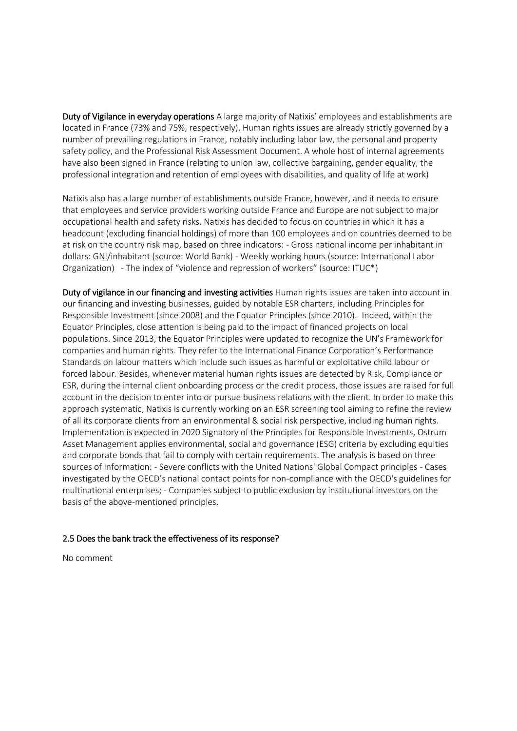**Duty of Vigilance in everyday operations** A large majority of Natixis' employees and establishments are located in France (73% and 75%, respectively). Human rights issues are already strictly governed by a number of prevailing regulations in France, notably including labor law, the personal and property safety policy, and the Professional Risk Assessment Document. A whole host of internal agreements have also been signed in France (relating to union law, collective bargaining, gender equality, the professional integration and retention of employees with disabilities, and quality of life at work)

Natixis also has a large number of establishments outside France, however, and it needs to ensure that employees and service providers working outside France and Europe are not subject to major occupational health and safety risks. Natixis has decided to focus on countries in which it has a headcount (excluding financial holdings) of more than 100 employees and on countries deemed to be at risk on the country risk map, based on three indicators: - Gross national income per inhabitant in dollars: GNI/inhabitant (source: World Bank) - Weekly working hours (source: International Labor Organization) - The index of "violence and repression of workers" (source: ITUC*)

**Duty of vigilance in our financing and investing activities** Human rights issues are taken into account in our financing and investing businesses, guided by notable ESR charters, including Principles for Responsible Investment (since 2008) and the Equator Principles (since 2010). Indeed, within the Equator Principles, close attention is being paid to the impact of financed projects on local populations. Since 2013, the Equator Principles were updated to recognize the UN's Framework for companies and human rights. They refer to the International Finance Corporation's Performance Standards on labour matters which include such issues as harmful or exploitative child labour or forced labour. Besides, whenever material human rights issues are detected by Risk, Compliance or ESR, during the internal client onboarding process or the credit process, those issues are raised for full account in the decision to enter into or pursue business relations with the client. In order to make this approach systematic, Natixis is currently working on an ESR screening tool aiming to refine the review of all its corporate clients from an environmental & social risk perspective, including human rights. Implementation is expected in 2020 Signatory of the Principles for Responsible Investments, Ostrum Asset Management applies environmental, social and governance (ESG) criteria by excluding equities and corporate bonds that fail to comply with certain requirements. The analysis is based on three sources of information: - Severe conflicts with the United Nations' Global Compact principles - Cases investigated by the OECD's national contact points for non-compliance with the OECD's guidelines for multinational enterprises; - Companies subject to public exclusion by institutional investors on the basis of the above-mentioned principles.

## 2.5 Does the bank track the effectiveness of its response?

No comment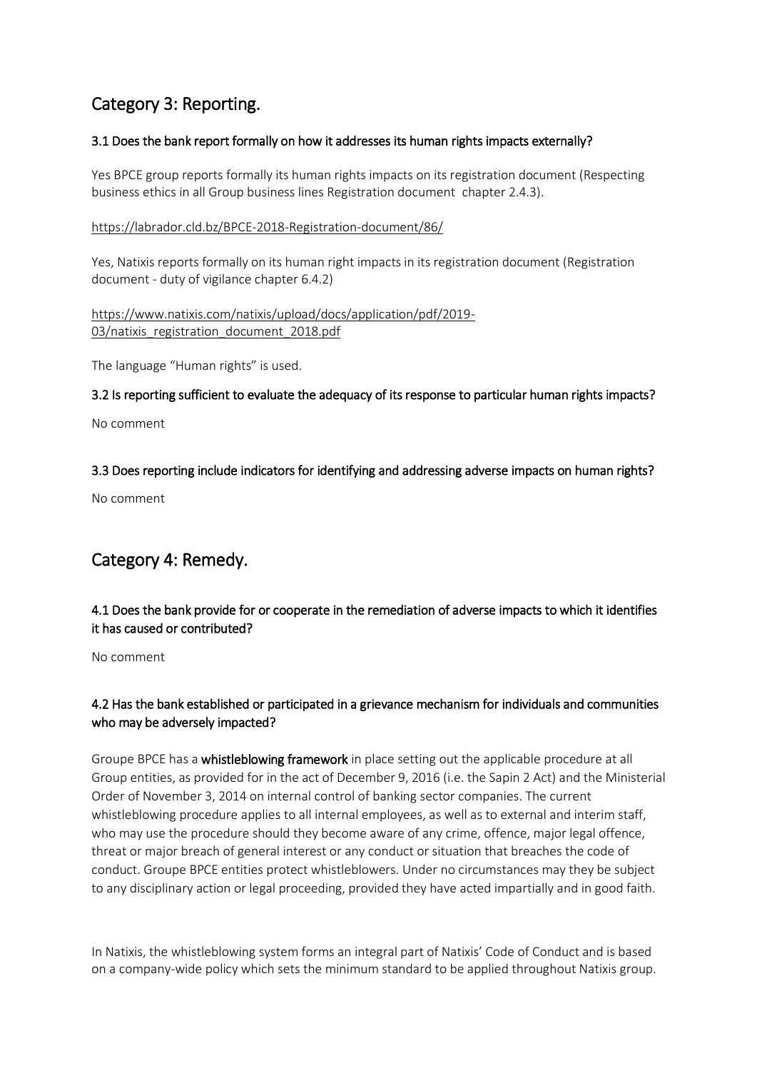## Category 3: Reporting.

### 3.1 Does the bank report formally on how it addresses its human rights impacts externally?

Yes BPCE group reports formally its human rights impacts on its registration document (Respecting business ethics in all Group business lines Registration document chapter 2.4.3).

https://labrador.cld.bz/BPCE-2018-Registration-document/86/

Yes, Natixis reports formally on its human right impacts in its registration document (Registration document - duty of vigilance chapter 6.4.2)

https://www.natixis.com/natixis/upload/docs/application/pdf/2019-03/natixis_registration_document_2018.pdf

The language "Human rights" is used.

### 3.2 Is reporting sufficient to evaluate the adequacy of its response to particular human rights impacts?

No comment

### 3.3 Does reporting include indicators for identifying and addressing adverse impacts on human rights?

No comment

## Category 4: Remedy.

### 4.1 Does the bank provide for or cooperate in the remediation of adverse impacts to which it identifies it has caused or contributed?

No comment

### 4.2 Has the bank established or participated in a grievance mechanism for individuals and communities who may be adversely impacted?

Groupe BPCE has a **whistleblowing framework** in place setting out the applicable procedure at all Group entities, as provided for in the act of December 9, 2016 (i.e. the Sapin 2 Act) and the Ministerial Order of November 3, 2014 on internal control of banking sector companies. The current whistleblowing procedure applies to all internal employees, as well as to external and interim staff, who may use the procedure should they become aware of any crime, offence, major legal offence, threat or major breach of general interest or any conduct or situation that breaches the code of conduct. Groupe BPCE entities protect whistleblowers. Under no circumstances may they be subject to any disciplinary action or legal proceeding, provided they have acted impartially and in good faith.

In Natixis, the whistleblowing system forms an integral part of Natixis' Code of Conduct and is based on a company-wide policy which sets the minimum standard to be applied throughout Natixis group.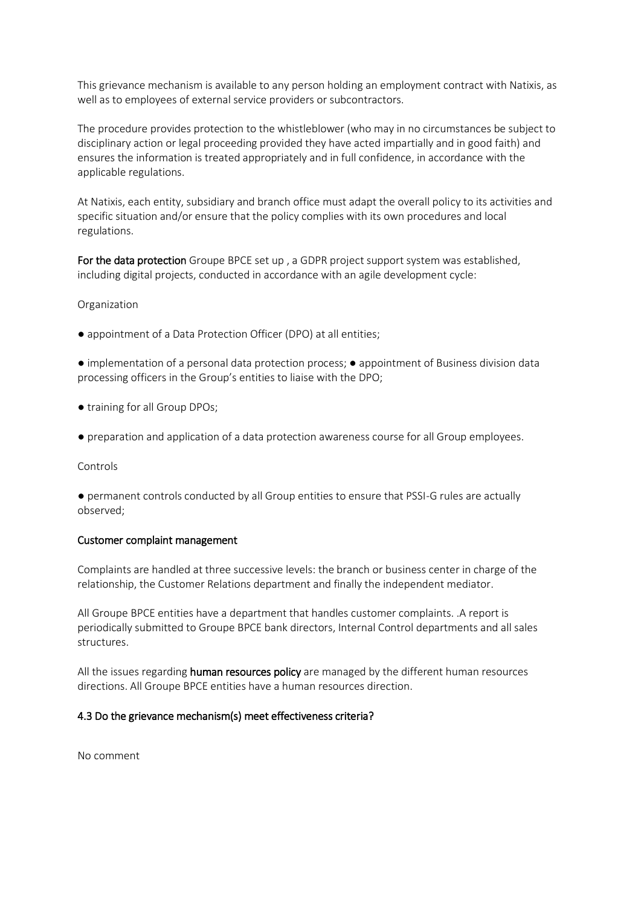This grievance mechanism is available to any person holding an employment contract with Natixis, as well as to employees of external service providers or subcontractors.

The procedure provides protection to the whistleblower (who may in no circumstances be subject to disciplinary action or legal proceeding provided they have acted impartially and in good faith) and ensures the information is treated appropriately and in full confidence, in accordance with the applicable regulations.

At Natixis, each entity, subsidiary and branch office must adapt the overall policy to its activities and specific situation and/or ensure that the policy complies with its own procedures and local regulations.

**For the data protection** Groupe BPCE set up , a GDPR project support system was established, including digital projects, conducted in accordance with an agile development cycle:

Organization

● appointment of a Data Protection Officer (DPO) at all entities;

● implementation of a personal data protection process; ● appointment of Business division data processing officers in the Group's entities to liaise with the DPO;

● training for all Group DPOs;

● preparation and application of a data protection awareness course for all Group employees.

Controls

● permanent controls conducted by all Group entities to ensure that PSSI-G rules are actually observed;

**Customer complaint management**

Complaints are handled at three successive levels: the branch or business center in charge of the relationship, the Customer Relations department and finally the independent mediator.

All Groupe BPCE entities have a department that handles customer complaints. .A report is periodically submitted to Groupe BPCE bank directors, Internal Control departments and all sales structures.

All the issues regarding **human resources policy** are managed by the different human resources directions. All Groupe BPCE entities have a human resources direction.

### 4.3 Do the grievance mechanism(s) meet effectiveness criteria?

No comment